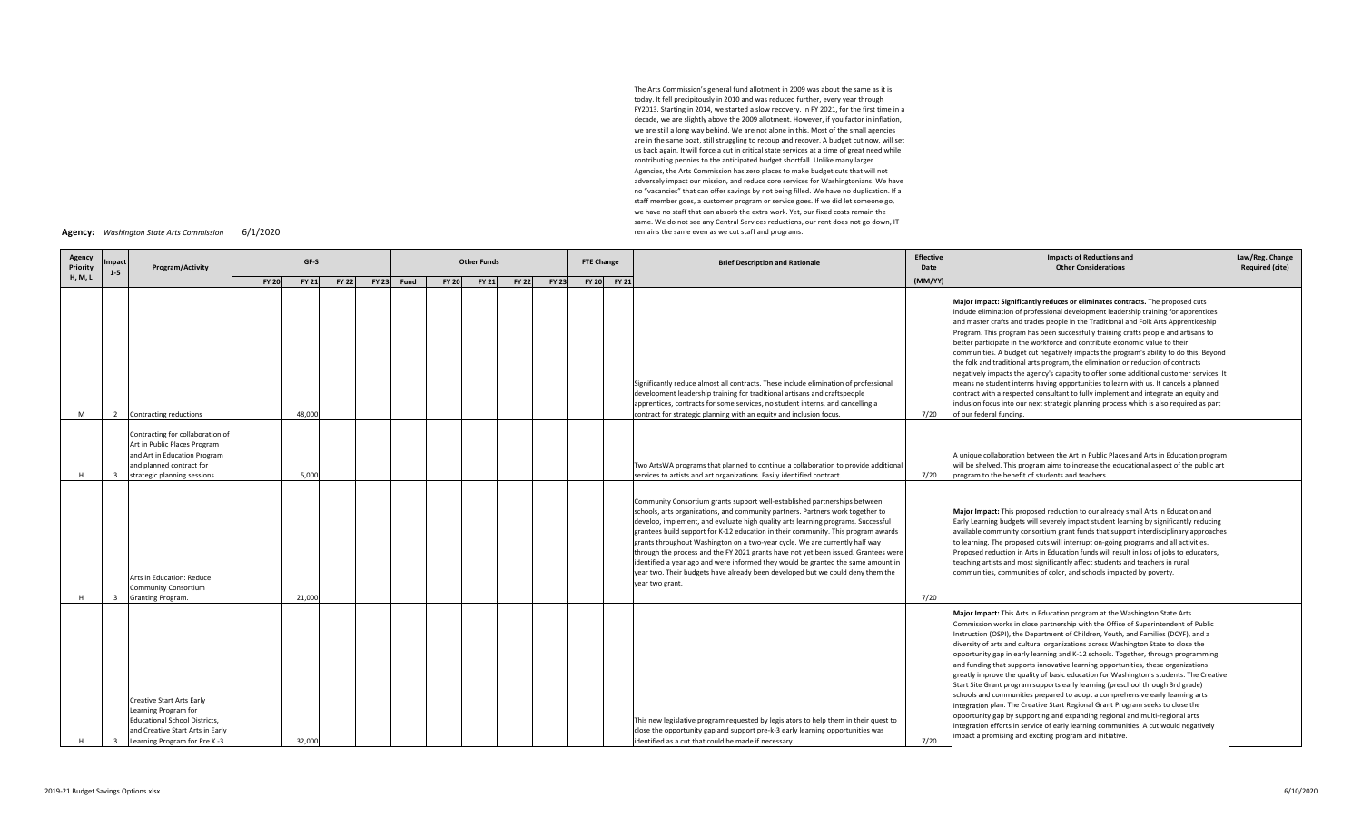The Arts Commission's general fund allotment in 2009 was about the same as it is today. It fell precipitously in 2010 and was reduced further, every year through FY2013. Starting in 2014, we started a slow recovery. In FY 2021, for the first time in a decade, we are slightly above the 2009 allotment. However, if you factor in inflation, we are still a long way behind. We are not alone in this. Most of the small agencies are in the same boat, still struggling to recoup and recover. A budget cut now, will set us back again. It will force a cut in critical state services at a time of great need while contributing pennies to the anticipated budget shortfall. Unlike many larger Agencies, the Arts Commission has zero places to make budget cuts that will not adversely impact our mission, and reduce core services for Washingtonians. We have no "vacancies" that can offer savings by not being filled. We have no duplication. If a staff member goes, a customer program or service goes. If we did let someone go, we have no staff that can absorb the extra work. Yet, our fixed costs remain the same. We do not see any Central Services reductions, our rent does not go down, IT remains the same even as we cut staff and programs.

**Agency:** *Washington State Arts Commission* 6/1/2020

| Agency Priority H, M, L | Impact 1-5 | Program/Activity | GF-S | | | | Other Funds | | | | | FTE Change | | Brief Description and Rationale | Effective Date | Impacts of Reductions and Other Considerations | Law/Reg. Change Required (cite) |
|---|---|---|---|---|---|---|---|---|---|---|---|---|---|---|---|---|---|
| | | | FY 20 | FY 21 | FY 22 | FY 23 | Fund | FY 20 | FY 21 | FY 22 | FY 23 | FY 20 | FY 21 | | (MM/YY) | | |
| M | 2 | Contracting reductions | | 48,000 | | | | | | | | | | Significantly reduce almost all contracts. These include elimination of professional development leadership training for traditional artisans and craftspeople apprentices, contracts for some services, no student interns, and cancelling a contract for strategic planning with an equity and inclusion focus. | 7/20 | **Major Impact: Significantly reduces or eliminates contracts.** The proposed cuts include elimination of professional development leadership training for apprentices and master crafts and trades people in the Traditional and Folk Arts Apprenticeship Program. This program has been successfully training crafts people and artisans to better participate in the workforce and contribute economic value to their communities. A budget cut negatively impacts the program's ability to do this. Beyond the folk and traditional arts program, the elimination or reduction of contracts negatively impacts the agency's capacity to offer some additional customer services. It means no student interns having opportunities to learn with us. It cancels a planned contract with a respected consultant to fully implement and integrate an equity and inclusion focus into our next strategic planning process which is also required as part of our federal funding. | |
| H | 3 | Contracting for collaboration of Art in Public Places Program and Art in Education Program and planned contract for strategic planning sessions. | | 5,000 | | | | | | | | | | Two ArtsWA programs that planned to continue a collaboration to provide additional services to artists and art organizations. Easily identified contract. | 7/20 | A unique collaboration between the Art in Public Places and Arts in Education program will be shelved. This program aims to increase the educational aspect of the public art program to the benefit of students and teachers. | |
| H | 3 | Arts in Education: Reduce Community Consortium Granting Program. | | 21,000 | | | | | | | | | | Community Consortium grants support well-established partnerships between schools, arts organizations, and community partners. Partners work together to develop, implement, and evaluate high quality arts learning programs. Successful grantees build support for K-12 education in their community. This program awards grants throughout Washington on a two-year cycle. We are currently half way through the process and the FY 2021 grants have not yet been issued. Grantees were identified a year ago and were informed they would be granted the same amount in year two. Their budgets have already been developed but we could deny them the year two grant. | 7/20 | **Major Impact:** This proposed reduction to our already small Arts in Education and Early Learning budgets will severely impact student learning by significantly reducing available community consortium grant funds that support interdisciplinary approaches to learning. The proposed cuts will interrupt on-going programs and all activities. Proposed reduction in Arts in Education funds will result in loss of jobs to educators, teaching artists and most significantly affect students and teachers in rural communities, communities of color, and schools impacted by poverty. | |
| H | 3 | Creative Start Arts Early Learning Program for Educational School Districts, and Creative Start Arts in Early Learning Program for Pre K -3 | | 32,000 | | | | | | | | | | This new legislative program requested by legislators to help them in their quest to close the opportunity gap and support pre-k-3 early learning opportunities was identified as a cut that could be made if necessary. | 7/20 | **Major Impact:** This Arts in Education program at the Washington State Arts Commission works in close partnership with the Office of Superintendent of Public Instruction (OSPI), the Department of Children, Youth, and Families (DCYF), and a diversity of arts and cultural organizations across Washington State to close the opportunity gap in early learning and K-12 schools. Together, through programming and funding that supports innovative learning opportunities, these organizations greatly improve the quality of basic education for Washington's students. The Creative Start Site Grant program supports early learning (preschool through 3rd grade) schools and communities prepared to adopt a comprehensive early learning arts integration plan. The Creative Start Regional Grant Program seeks to close the opportunity gap by supporting and expanding regional and multi-regional arts integration efforts in service of early learning communities. A cut would negatively impact a promising and exciting program and initiative. | |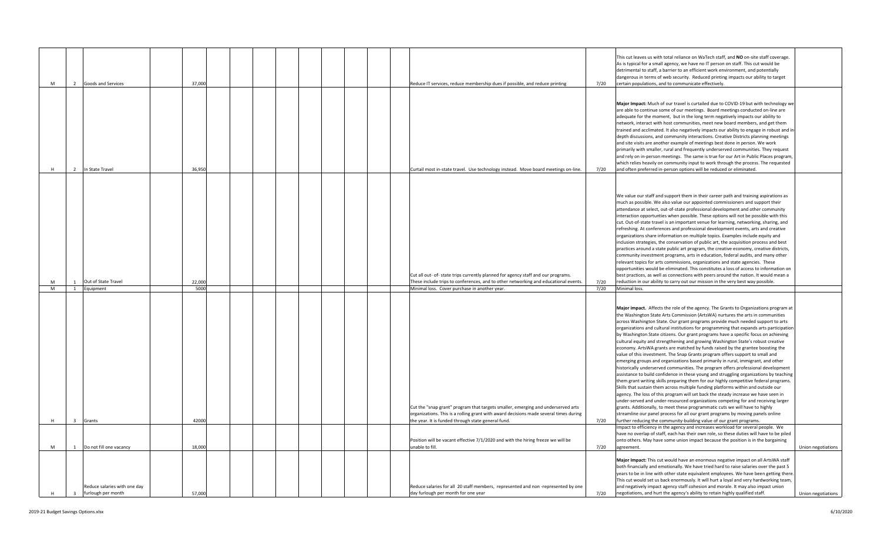| | | | | | | | | | | | | | | | | |
|---|---|---|---|---|---|---|---|---|---|---|---|---|---|---|---|---|
| M | 2 | Goods and Services | | 37,000 | | | | | | | | | | Reduce IT services, reduce membership dues if possible, and reduce printing | 7/20 | This cut leaves us with total reliance on WaTech staff, and **NO** on-site staff coverage. As is typical for a small agency, we have no IT person on staff. This cut would be detrimental to staff, a barrier to an efficient work environment, and potentially dangerous in terms of web security. Reduced printing impacts our ability to target certain populations, and to communicate effectively. | |
| H | 2 | In State Travel | | 36,950 | | | | | | | | | | Curtail most in-state travel. Use technology instead. Move board meetings on-line. | 7/20 | **Major Impact:** Much of our travel is curtailed due to COVID-19 but with technology we are able to continue some of our meetings. Board meetings conducted on-line are adequate for the moment, but in the long term negatively impacts our ability to network, interact with host communities, meet new board members, and get them trained and acclimated. It also negatively impacts our ability to engage in robust and in-depth discussions, and community interactions. Creative Districts planning meetings and site visits are another example of meetings best done in person. We work primarily with smaller, rural and frequently underserved communities. They request and rely on in-person meetings. The same is true for our Art in Public Places program, which relies heavily on community input to work through the process. The requested and often preferred in-person options will be reduced or eliminated. | |
| M | 1 | Out of State Travel | | 22,000 | | | | | | | | | | Cut all out- of- state trips currently planned for agency staff and our programs. These include trips to conferences, and to other networking and educational events. | 7/20 | We value our staff and support them in their career path and training aspirations as much as possible. We also value our appointed commissioners and support their attendance at select, out-of-state professional development and other community interaction opportunties when possible. These options will not be possible with this cut. Out-of-state travel is an important venue for learning, networking, sharing, and refreshing. At conferences and professional development events, arts and creative organizations share information on multiple topics. Examples include equity and inclusion strategies, the conservation of public art, the acquisition process and best practices around a state public art program, the creative economy, creative districts, community investment programs, arts in education, federal audits, and many other relevant topics for arts commissions, organizations and state agencies. These opportunities would be eliminated. This constitutes a loss of access to information on best practices, as well as connections with peers around the nation. It would mean a reduction in our ability to carry out our mission in the very best way possible. | |
| M | 1 | Equipment | | 5000 | | | | | | | | | | Minimal loss. Cover purchase in another year. | 7/20 | Minimal loss. | |
| H | 3 | Grants | | 42000 | | | | | | | | | | Cut the "snap grant" program that targets smaller, emerging and underserved arts organizations. This is a rolling grant with award decisions made several times during the year. It is funded through state general fund. | 7/20 | **Major impact.** Affects the role of the agency. The Grants to Organizations program at the Washington State Arts Commission (ArtsWA) nurtures the arts in communities across Washington State. Our grant programs provide much needed support to arts organizations and cultural institutions for programming that expands arts participation by Washington State citizens. Our grant programs have a specific focus on achieving cultural equity and strengthening and growing Washington State's robust creative economy. ArtsWA grants are matched by funds raised by the grantee boosting the value of this investment. The Snap Grants program offers support to small and emerging groups and organizations based primarily in rural, immigrant, and other historically underserved communities. The program offers professional development assistance to build confidence in these young and struggling organizations by teaching them grant writing skills preparing them for our highly competitive federal programs. Skills that sustain them across multiple funding platforms within and outside our agency. The loss of this program will set back the steady increase we have seen in under-served and under-resourced organizations competing for and receiving larger grants. Additionally, to meet these programmatic cuts we will have to highly streamline our panel process for all our grant programs by moving panels online further reducing the community-building value of our grant programs. | |
| M | 1 | Do not fill one vacancy | | 18,000 | | | | | | | | | | Position will be vacant effective 7/1/2020 and with the hiring freeze we will be unable to fill. | 7/20 | Impact to efficiency in the agency and increases workload for several people. We have no overlap of staff, each has their own role, so these duties will have to be piled onto others. May have some union impact because the position is in the bargaining agreement. | Union negotiations |
| H | 3 | Reduce salaries with one day furlough per month | | 57,000 | | | | | | | | | | Reduce salaries for all 20 staff members, represented and non -represented by one day furlough per month for one year | 7/20 | **Major Impact:** This cut would have an enormous negative impact on all ArtsWA staff both financially and emotionally. We have tried hard to raise salaries over the past 5 years to be in line with other state equivalent employees. We have been getting there. This cut would set us back enormously. It will hurt a loyal and very hardworking team, and negatively impact agency staff cohesion and morale. It may also impact union negotiations, and hurt the agency's ability to retain highly qualified staff. | Union negotiations |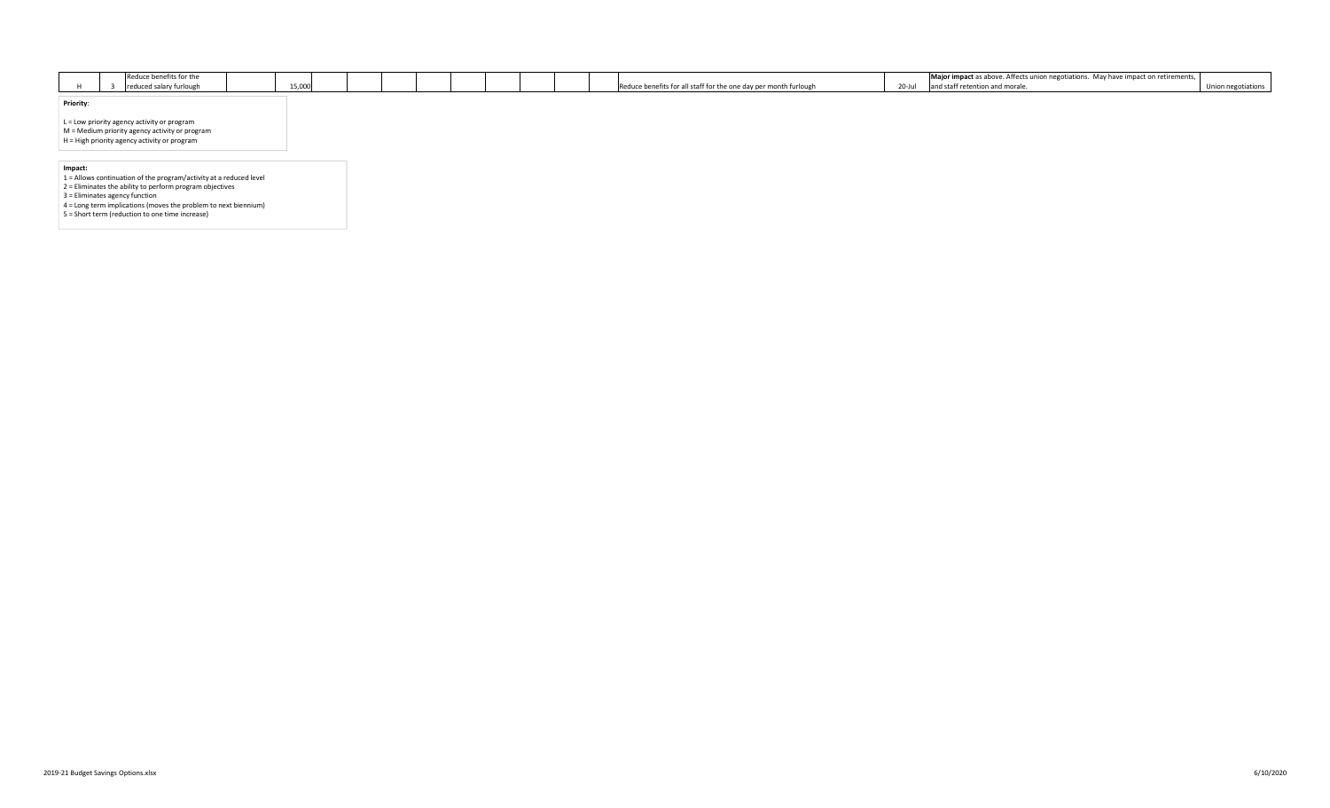| | | | | | | | | | | | | | | | | |
|---|---|---|---|---|---|---|---|---|---|---|---|---|---|---|---|---|
| H | 3 | Reduce benefits for the reduced salary furlough | | 15,000 | | | | | | | | | Reduce benefits for all staff for the one day per month furlough | 20-Jul | **Major impact** as above. Affects union negotiations. May have impact on retirements, and staff retention and morale. | Union negotiations |

**Priority:**

L = Low priority agency activity or program
M = Medium priority agency activity or program
H = High priority agency activity or program

**Impact:**

1 = Allows continuation of the program/activity at a reduced level
2 = Eliminates the ability to perform program objectives
3 = Eliminates agency function
4 = Long term implications (moves the problem to next biennium)
5 = Short term (reduction to one time increase)